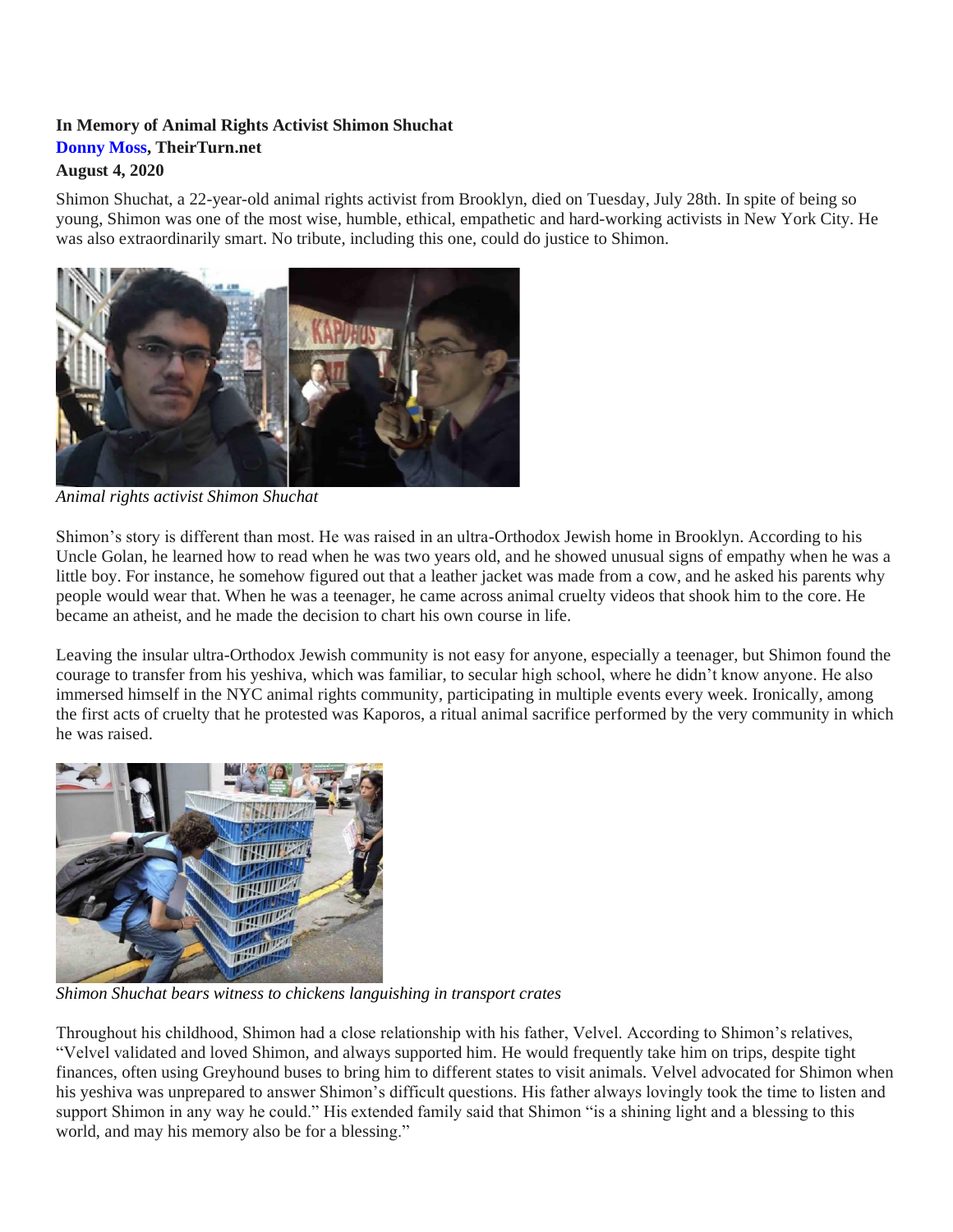**In Memory of Animal Rights Activist Shimon Shuchat**
**Donny Moss, TheirTurn.net**
**August 4, 2020**

Shimon Shuchat, a 22-year-old animal rights activist from Brooklyn, died on Tuesday, July 28th. In spite of being so young, Shimon was one of the most wise, humble, ethical, empathetic and hard-working activists in New York City. He was also extraordinarily smart. No tribute, including this one, could do justice to Shimon.

*Animal rights activist Shimon Shuchat*

Shimon's story is different than most. He was raised in an ultra-Orthodox Jewish home in Brooklyn. According to his Uncle Golan, he learned how to read when he was two years old, and he showed unusual signs of empathy when he was a little boy. For instance, he somehow figured out that a leather jacket was made from a cow, and he asked his parents why people would wear that. When he was a teenager, he came across animal cruelty videos that shook him to the core. He became an atheist, and he made the decision to chart his own course in life.

Leaving the insular ultra-Orthodox Jewish community is not easy for anyone, especially a teenager, but Shimon found the courage to transfer from his yeshiva, which was familiar, to secular high school, where he didn't know anyone. He also immersed himself in the NYC animal rights community, participating in multiple events every week. Ironically, among the first acts of cruelty that he protested was Kaporos, a ritual animal sacrifice performed by the very community in which he was raised.

*Shimon Shuchat bears witness to chickens languishing in transport crates*

Throughout his childhood, Shimon had a close relationship with his father, Velvel. According to Shimon's relatives, "Velvel validated and loved Shimon, and always supported him. He would frequently take him on trips, despite tight finances, often using Greyhound buses to bring him to different states to visit animals. Velvel advocated for Shimon when his yeshiva was unprepared to answer Shimon's difficult questions. His father always lovingly took the time to listen and support Shimon in any way he could." His extended family said that Shimon "is a shining light and a blessing to this world, and may his memory also be for a blessing."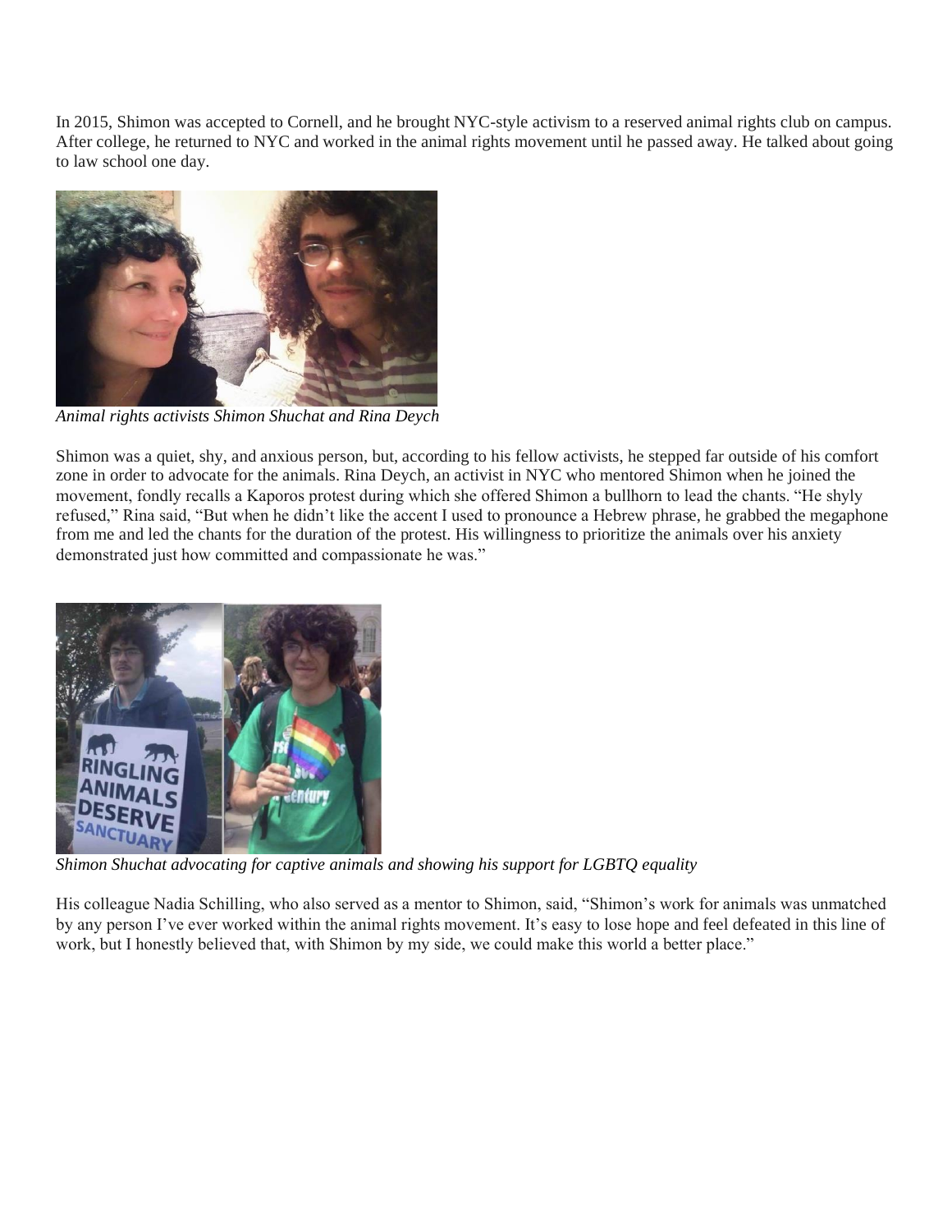In 2015, Shimon was accepted to Cornell, and he brought NYC-style activism to a reserved animal rights club on campus. After college, he returned to NYC and worked in the animal rights movement until he passed away. He talked about going to law school one day.

*Animal rights activists Shimon Shuchat and Rina Deych*

Shimon was a quiet, shy, and anxious person, but, according to his fellow activists, he stepped far outside of his comfort zone in order to advocate for the animals. Rina Deych, an activist in NYC who mentored Shimon when he joined the movement, fondly recalls a Kaporos protest during which she offered Shimon a bullhorn to lead the chants. "He shyly refused," Rina said, "But when he didn't like the accent I used to pronounce a Hebrew phrase, he grabbed the megaphone from me and led the chants for the duration of the protest. His willingness to prioritize the animals over his anxiety demonstrated just how committed and compassionate he was."

*Shimon Shuchat advocating for captive animals and showing his support for LGBTQ equality*

His colleague Nadia Schilling, who also served as a mentor to Shimon, said, "Shimon's work for animals was unmatched by any person I've ever worked within the animal rights movement. It's easy to lose hope and feel defeated in this line of work, but I honestly believed that, with Shimon by my side, we could make this world a better place."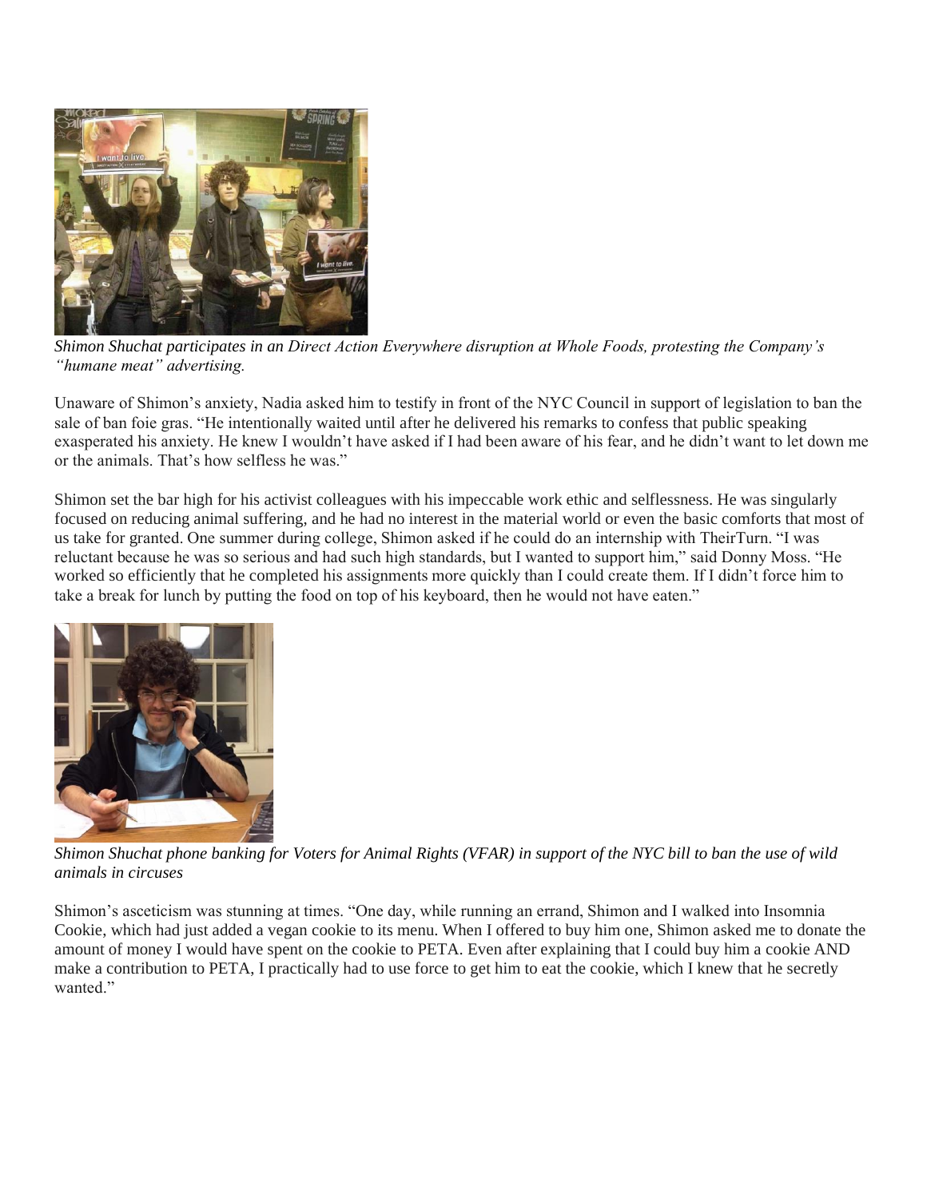*Shimon Shuchat participates in an Direct Action Everywhere disruption at Whole Foods, protesting the Company's "humane meat" advertising.*

Unaware of Shimon's anxiety, Nadia asked him to testify in front of the NYC Council in support of legislation to ban the sale of ban foie gras. "He intentionally waited until after he delivered his remarks to confess that public speaking exasperated his anxiety. He knew I wouldn't have asked if I had been aware of his fear, and he didn't want to let down me or the animals. That's how selfless he was."

Shimon set the bar high for his activist colleagues with his impeccable work ethic and selflessness. He was singularly focused on reducing animal suffering, and he had no interest in the material world or even the basic comforts that most of us take for granted. One summer during college, Shimon asked if he could do an internship with TheirTurn. "I was reluctant because he was so serious and had such high standards, but I wanted to support him," said Donny Moss. "He worked so efficiently that he completed his assignments more quickly than I could create them. If I didn't force him to take a break for lunch by putting the food on top of his keyboard, then he would not have eaten."

*Shimon Shuchat phone banking for Voters for Animal Rights (VFAR) in support of the NYC bill to ban the use of wild animals in circuses*

Shimon's asceticism was stunning at times. "One day, while running an errand, Shimon and I walked into Insomnia Cookie, which had just added a vegan cookie to its menu. When I offered to buy him one, Shimon asked me to donate the amount of money I would have spent on the cookie to PETA. Even after explaining that I could buy him a cookie AND make a contribution to PETA, I practically had to use force to get him to eat the cookie, which I knew that he secretly wanted."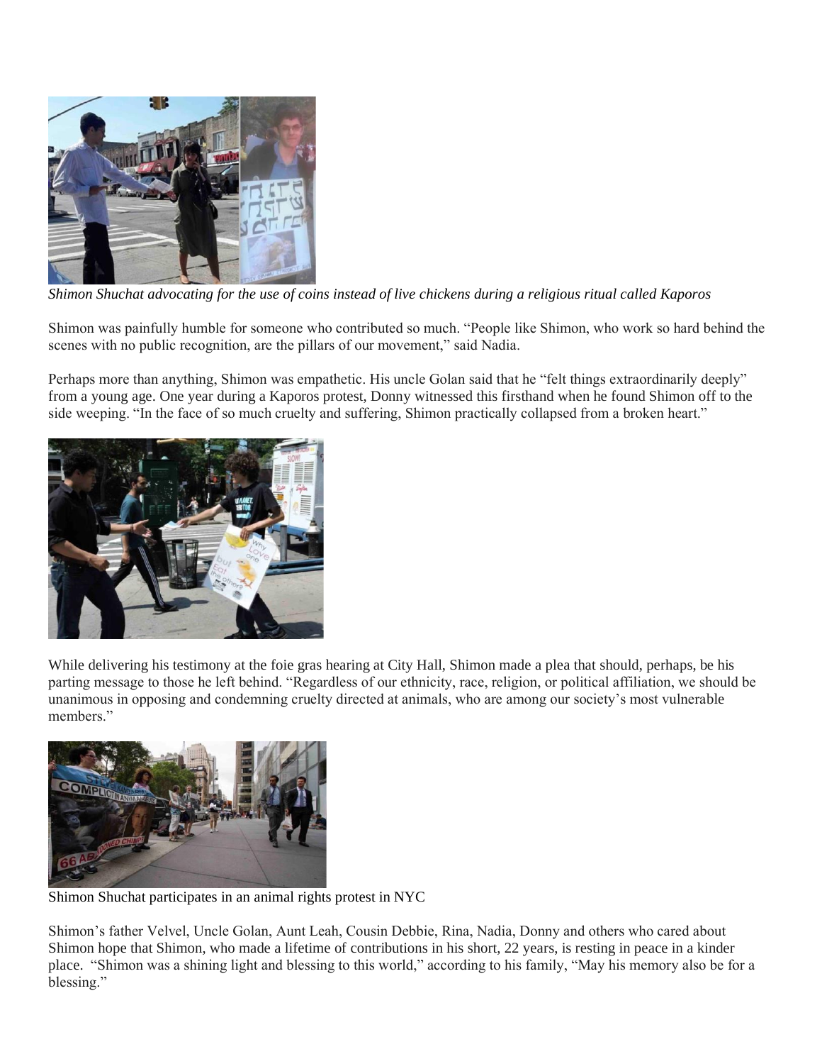*Shimon Shuchat advocating for the use of coins instead of live chickens during a religious ritual called Kaporos*

Shimon was painfully humble for someone who contributed so much. "People like Shimon, who work so hard behind the scenes with no public recognition, are the pillars of our movement," said Nadia.

Perhaps more than anything, Shimon was empathetic. His uncle Golan said that he "felt things extraordinarily deeply" from a young age. One year during a Kaporos protest, Donny witnessed this firsthand when he found Shimon off to the side weeping. "In the face of so much cruelty and suffering, Shimon practically collapsed from a broken heart."

While delivering his testimony at the foie gras hearing at City Hall, Shimon made a plea that should, perhaps, be his parting message to those he left behind. "Regardless of our ethnicity, race, religion, or political affiliation, we should be unanimous in opposing and condemning cruelty directed at animals, who are among our society's most vulnerable members."

Shimon Shuchat participates in an animal rights protest in NYC

Shimon's father Velvel, Uncle Golan, Aunt Leah, Cousin Debbie, Rina, Nadia, Donny and others who cared about Shimon hope that Shimon, who made a lifetime of contributions in his short, 22 years, is resting in peace in a kinder place. "Shimon was a shining light and blessing to this world," according to his family, "May his memory also be for a blessing."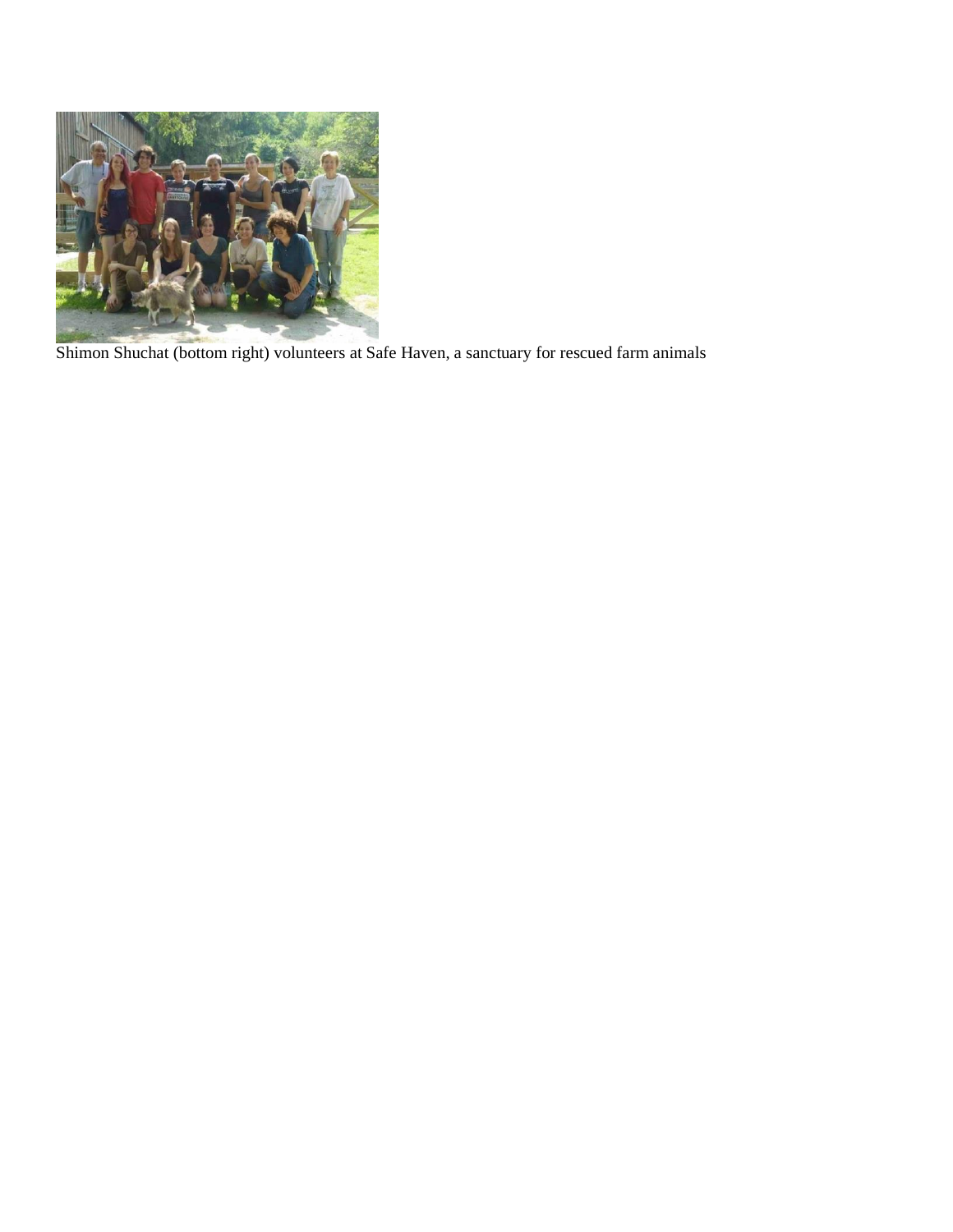Shimon Shuchat (bottom right) volunteers at Safe Haven, a sanctuary for rescued farm animals